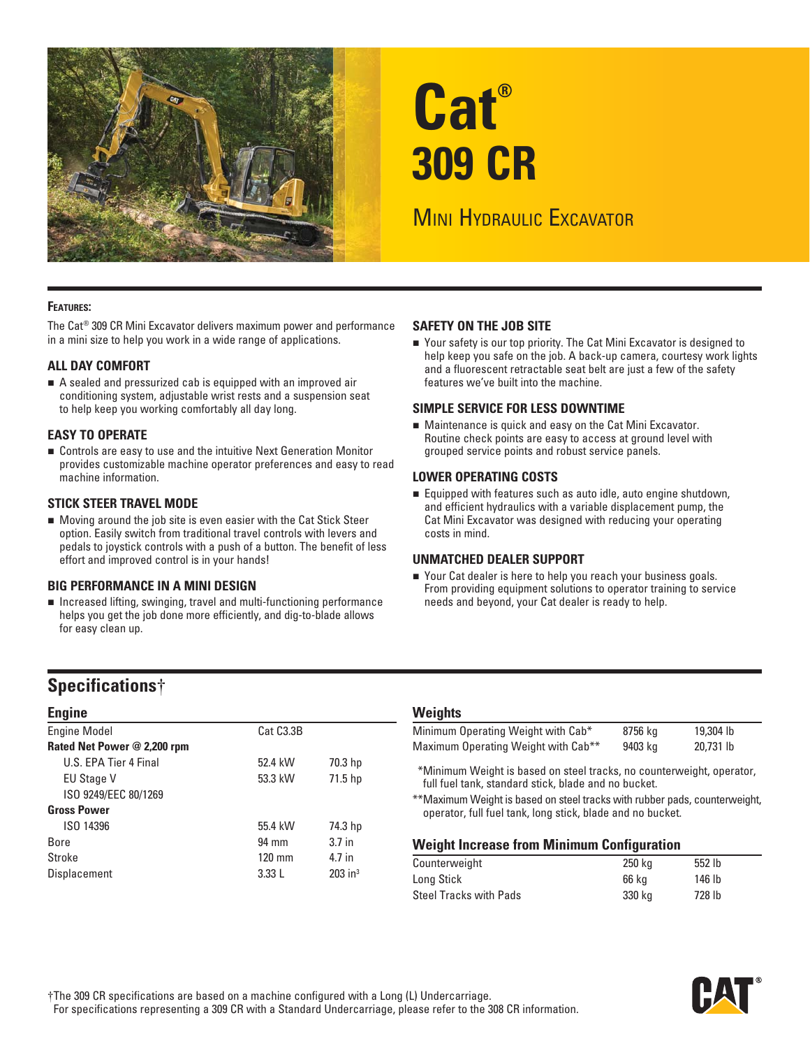# Cat® 309 CR

## Mini Hydraulic Excavator

### Features:

The Cat® 309 CR Mini Excavator delivers maximum power and performance in a mini size to help you work in a wide range of applications.

### ALL DAY COMFORT

- A sealed and pressurized cab is equipped with an improved air conditioning system, adjustable wrist rests and a suspension seat to help keep you working comfortably all day long.

### EASY TO OPERATE

- Controls are easy to use and the intuitive Next Generation Monitor provides customizable machine operator preferences and easy to read machine information.

### STICK STEER TRAVEL MODE

- Moving around the job site is even easier with the Cat Stick Steer option. Easily switch from traditional travel controls with levers and pedals to joystick controls with a push of a button. The benefit of less effort and improved control is in your hands!

### BIG PERFORMANCE IN A MINI DESIGN

- Increased lifting, swinging, travel and multi-functioning performance helps you get the job done more efficiently, and dig-to-blade allows for easy clean up.

### SAFETY ON THE JOB SITE

- Your safety is our top priority. The Cat Mini Excavator is designed to help keep you safe on the job. A back-up camera, courtesy work lights and a fluorescent retractable seat belt are just a few of the safety features we've built into the machine.

### SIMPLE SERVICE FOR LESS DOWNTIME

- Maintenance is quick and easy on the Cat Mini Excavator. Routine check points are easy to access at ground level with grouped service points and robust service panels.

### LOWER OPERATING COSTS

- Equipped with features such as auto idle, auto engine shutdown, and efficient hydraulics with a variable displacement pump, the Cat Mini Excavator was designed with reducing your operating costs in mind.

### UNMATCHED DEALER SUPPORT

- Your Cat dealer is here to help you reach your business goals. From providing equipment solutions to operator training to service needs and beyond, your Cat dealer is ready to help.

## Specifications†

### Engine

| | | |
|---|---|---|
| Engine Model | Cat C3.3B | |
| **Rated Net Power @ 2,200 rpm** | | |
| U.S. EPA Tier 4 Final | 52.4 kW | 70.3 hp |
| EU Stage V | 53.3 kW | 71.5 hp |
| ISO 9249/EEC 80/1269 | | |
| **Gross Power** | | |
| ISO 14396 | 55.4 kW | 74.3 hp |
| Bore | 94 mm | 3.7 in |
| Stroke | 120 mm | 4.7 in |
| Displacement | 3.33 L | 203 in³ |

### Weights

| | | |
|---|---|---|
| Minimum Operating Weight with Cab* | 8756 kg | 19,304 lb |
| Maximum Operating Weight with Cab** | 9403 kg | 20,731 lb |

*Minimum Weight is based on steel tracks, no counterweight, operator, full fuel tank, standard stick, blade and no bucket.

**Maximum Weight is based on steel tracks with rubber pads, counterweight, operator, full fuel tank, long stick, blade and no bucket.

### Weight Increase from Minimum Configuration

| | | |
|---|---|---|
| Counterweight | 250 kg | 552 lb |
| Long Stick | 66 kg | 146 lb |
| Steel Tracks with Pads | 330 kg | 728 lb |

†The 309 CR specifications are based on a machine configured with a Long (L) Undercarriage. For specifications representing a 309 CR with a Standard Undercarriage, please refer to the 308 CR information.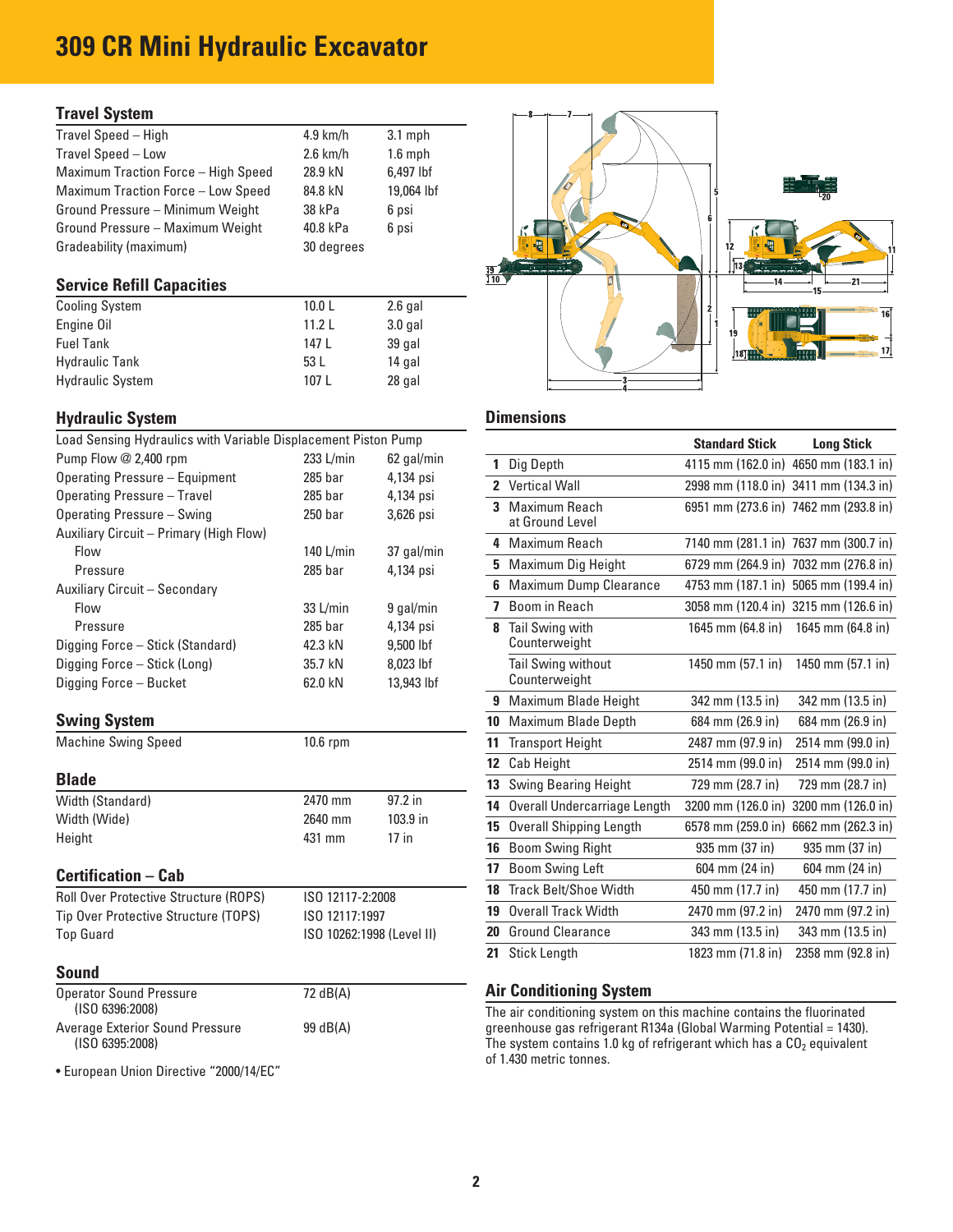# 309 CR Mini Hydraulic Excavator

## Travel System

| | | |
|---|---|---|
| Travel Speed – High | 4.9 km/h | 3.1 mph |
| Travel Speed – Low | 2.6 km/h | 1.6 mph |
| Maximum Traction Force – High Speed | 28.9 kN | 6,497 lbf |
| Maximum Traction Force – Low Speed | 84.8 kN | 19,064 lbf |
| Ground Pressure – Minimum Weight | 38 kPa | 6 psi |
| Ground Pressure – Maximum Weight | 40.8 kPa | 6 psi |
| Gradeability (maximum) | 30 degrees | |

## Service Refill Capacities

| | | |
|---|---|---|
| Cooling System | 10.0 L | 2.6 gal |
| Engine Oil | 11.2 L | 3.0 gal |
| Fuel Tank | 147 L | 39 gal |
| Hydraulic Tank | 53 L | 14 gal |
| Hydraulic System | 107 L | 28 gal |

## Hydraulic System

| Load Sensing Hydraulics with Variable Displacement Piston Pump | | |
|---|---|---|
| Pump Flow @ 2,400 rpm | 233 L/min | 62 gal/min |
| Operating Pressure – Equipment | 285 bar | 4,134 psi |
| Operating Pressure – Travel | 285 bar | 4,134 psi |
| Operating Pressure – Swing | 250 bar | 3,626 psi |
| Auxiliary Circuit – Primary (High Flow) | | |
| Flow | 140 L/min | 37 gal/min |
| Pressure | 285 bar | 4,134 psi |
| Auxiliary Circuit – Secondary | | |
| Flow | 33 L/min | 9 gal/min |
| Pressure | 285 bar | 4,134 psi |
| Digging Force – Stick (Standard) | 42.3 kN | 9,500 lbf |
| Digging Force – Stick (Long) | 35.7 kN | 8,023 lbf |
| Digging Force – Bucket | 62.0 kN | 13,943 lbf |

## Swing System

| | |
|---|---|
| Machine Swing Speed | 10.6 rpm |

## Blade

| | | |
|---|---|---|
| Width (Standard) | 2470 mm | 97.2 in |
| Width (Wide) | 2640 mm | 103.9 in |
| Height | 431 mm | 17 in |

## Certification – Cab

| | |
|---|---|
| Roll Over Protective Structure (ROPS) | ISO 12117-2:2008 |
| Tip Over Protective Structure (TOPS) | ISO 12117:1997 |
| Top Guard | ISO 10262:1998 (Level II) |

## Sound

| | |
|---|---|
| Operator Sound Pressure (ISO 6396:2008) | 72 dB(A) |
| Average Exterior Sound Pressure (ISO 6395:2008) | 99 dB(A) |

- European Union Directive "2000/14/EC"

## Dimensions

| | | Standard Stick | Long Stick |
|---|---|---|---|
| 1 | Dig Depth | 4115 mm (162.0 in) | 4650 mm (183.1 in) |
| 2 | Vertical Wall | 2998 mm (118.0 in) | 3411 mm (134.3 in) |
| 3 | Maximum Reach at Ground Level | 6951 mm (273.6 in) | 7462 mm (293.8 in) |
| 4 | Maximum Reach | 7140 mm (281.1 in) | 7637 mm (300.7 in) |
| 5 | Maximum Dig Height | 6729 mm (264.9 in) | 7032 mm (276.8 in) |
| 6 | Maximum Dump Clearance | 4753 mm (187.1 in) | 5065 mm (199.4 in) |
| 7 | Boom in Reach | 3058 mm (120.4 in) | 3215 mm (126.6 in) |
| 8 | Tail Swing with Counterweight | 1645 mm (64.8 in) | 1645 mm (64.8 in) |
| | Tail Swing without Counterweight | 1450 mm (57.1 in) | 1450 mm (57.1 in) |
| 9 | Maximum Blade Height | 342 mm (13.5 in) | 342 mm (13.5 in) |
| 10 | Maximum Blade Depth | 684 mm (26.9 in) | 684 mm (26.9 in) |
| 11 | Transport Height | 2487 mm (97.9 in) | 2514 mm (99.0 in) |
| 12 | Cab Height | 2514 mm (99.0 in) | 2514 mm (99.0 in) |
| 13 | Swing Bearing Height | 729 mm (28.7 in) | 729 mm (28.7 in) |
| 14 | Overall Undercarriage Length | 3200 mm (126.0 in) | 3200 mm (126.0 in) |
| 15 | Overall Shipping Length | 6578 mm (259.0 in) | 6662 mm (262.3 in) |
| 16 | Boom Swing Right | 935 mm (37 in) | 935 mm (37 in) |
| 17 | Boom Swing Left | 604 mm (24 in) | 604 mm (24 in) |
| 18 | Track Belt/Shoe Width | 450 mm (17.7 in) | 450 mm (17.7 in) |
| 19 | Overall Track Width | 2470 mm (97.2 in) | 2470 mm (97.2 in) |
| 20 | Ground Clearance | 343 mm (13.5 in) | 343 mm (13.5 in) |
| 21 | Stick Length | 1823 mm (71.8 in) | 2358 mm (92.8 in) |

## Air Conditioning System

The air conditioning system on this machine contains the fluorinated greenhouse gas refrigerant R134a (Global Warming Potential = 1430). The system contains 1.0 kg of refrigerant which has a $CO_2$ equivalent of 1.430 metric tonnes.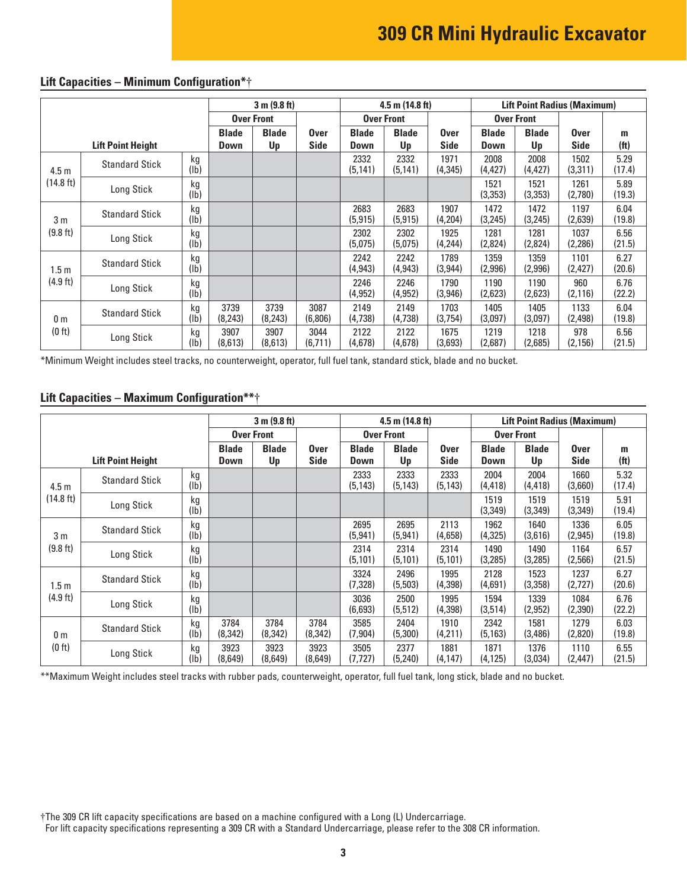## Lift Capacities – Minimum Configuration*†

| Lift Point Height | | | 3 m (9.8 ft) | | | 4.5 m (14.8 ft) | | | Lift Point Radius (Maximum) | | | |
|---|---|---|---|---|---|---|---|---|---|---|---|---|
| | | | Over Front | | | Over Front | | | Over Front | | | |
| | | | Blade Down | Blade Up | Over Side | Blade Down | Blade Up | Over Side | Blade Down | Blade Up | Over Side | m (ft) |
| 4.5 m (14.8 ft) | Standard Stick | kg (lb) | | | | 2332 (5,141) | 2332 (5,141) | 1971 (4,345) | 2008 (4,427) | 2008 (4,427) | 1502 (3,311) | 5.29 (17.4) |
| | Long Stick | kg (lb) | | | | | | | 1521 (3,353) | 1521 (3,353) | 1261 (2,780) | 5.89 (19.3) |
| 3 m (9.8 ft) | Standard Stick | kg (lb) | | | | 2683 (5,915) | 2683 (5,915) | 1907 (4,204) | 1472 (3,245) | 1472 (3,245) | 1197 (2,639) | 6.04 (19.8) |
| | Long Stick | kg (lb) | | | | 2302 (5,075) | 2302 (5,075) | 1925 (4,244) | 1281 (2,824) | 1281 (2,824) | 1037 (2,286) | 6.56 (21.5) |
| 1.5 m (4.9 ft) | Standard Stick | kg (lb) | | | | 2242 (4,943) | 2242 (4,943) | 1789 (3,944) | 1359 (2,996) | 1359 (2,996) | 1101 (2,427) | 6.27 (20.6) |
| | Long Stick | kg (lb) | | | | 2246 (4,952) | 2246 (4,952) | 1790 (3,946) | 1190 (2,623) | 1190 (2,623) | 960 (2,116) | 6.76 (22.2) |
| 0 m (0 ft) | Standard Stick | kg (lb) | 3739 (8,243) | 3739 (8,243) | 3087 (6,806) | 2149 (4,738) | 2149 (4,738) | 1703 (3,754) | 1405 (3,097) | 1405 (3,097) | 1133 (2,498) | 6.04 (19.8) |
| | Long Stick | kg (lb) | 3907 (8,613) | 3907 (8,613) | 3044 (6,711) | 2122 (4,678) | 2122 (4,678) | 1675 (3,693) | 1219 (2,687) | 1218 (2,685) | 978 (2,156) | 6.56 (21.5) |

*Minimum Weight includes steel tracks, no counterweight, operator, full fuel tank, standard stick, blade and no bucket.

## Lift Capacities – Maximum Configuration**†

| Lift Point Height | | | 3 m (9.8 ft) | | | 4.5 m (14.8 ft) | | | Lift Point Radius (Maximum) | | | |
|---|---|---|---|---|---|---|---|---|---|---|---|---|
| | | | Over Front | | | Over Front | | | Over Front | | | |
| | | | Blade Down | Blade Up | Over Side | Blade Down | Blade Up | Over Side | Blade Down | Blade Up | Over Side | m (ft) |
| 4.5 m (14.8 ft) | Standard Stick | kg (lb) | | | | 2333 (5,143) | 2333 (5,143) | 2333 (5,143) | 2004 (4,418) | 2004 (4,418) | 1660 (3,660) | 5.32 (17.4) |
| | Long Stick | kg (lb) | | | | | | | 1519 (3,349) | 1519 (3,349) | 1519 (3,349) | 5.91 (19.4) |
| 3 m (9.8 ft) | Standard Stick | kg (lb) | | | | 2695 (5,941) | 2695 (5,941) | 2113 (4,658) | 1962 (4,325) | 1640 (3,616) | 1336 (2,945) | 6.05 (19.8) |
| | Long Stick | kg (lb) | | | | 2314 (5,101) | 2314 (5,101) | 2314 (5,101) | 1490 (3,285) | 1490 (3,285) | 1164 (2,566) | 6.57 (21.5) |
| 1.5 m (4.9 ft) | Standard Stick | kg (lb) | | | | 3324 (7,328) | 2496 (5,503) | 1995 (4,398) | 2128 (4,691) | 1523 (3,358) | 1237 (2,727) | 6.27 (20.6) |
| | Long Stick | kg (lb) | | | | 3036 (6,693) | 2500 (5,512) | 1995 (4,398) | 1594 (3,514) | 1339 (2,952) | 1084 (2,390) | 6.76 (22.2) |
| 0 m (0 ft) | Standard Stick | kg (lb) | 3784 (8,342) | 3784 (8,342) | 3784 (8,342) | 3585 (7,904) | 2404 (5,300) | 1910 (4,211) | 2342 (5,163) | 1581 (3,486) | 1279 (2,820) | 6.03 (19.8) |
| | Long Stick | kg (lb) | 3923 (8,649) | 3923 (8,649) | 3923 (8,649) | 3505 (7,727) | 2377 (5,240) | 1881 (4,147) | 1871 (4,125) | 1376 (3,034) | 1110 (2,447) | 6.55 (21.5) |

**Maximum Weight includes steel tracks with rubber pads, counterweight, operator, full fuel tank, long stick, blade and no bucket.

†The 309 CR lift capacity specifications are based on a machine configured with a Long (L) Undercarriage.
For lift capacity specifications representing a 309 CR with a Standard Undercarriage, please refer to the 308 CR information.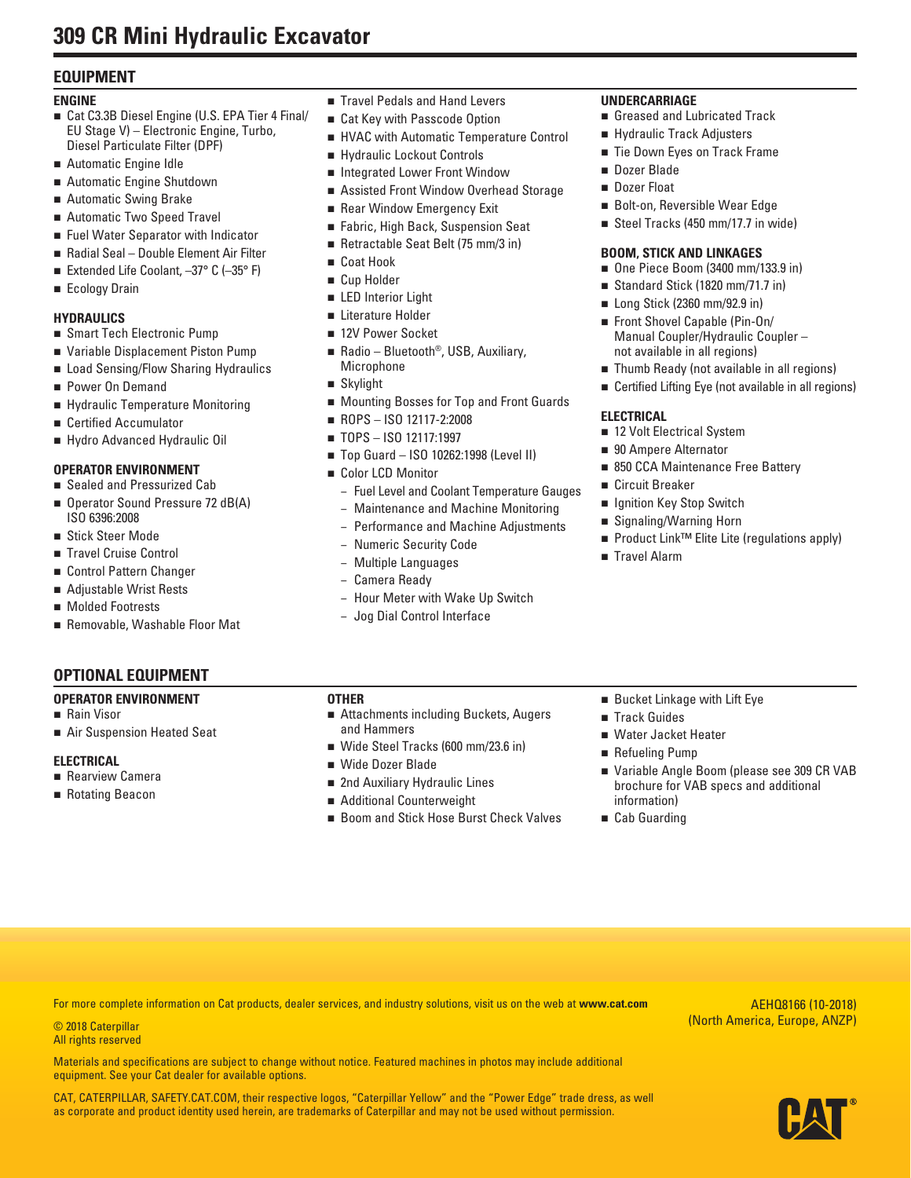# 309 CR Mini Hydraulic Excavator

## EQUIPMENT

### ENGINE

- Cat C3.3B Diesel Engine (U.S. EPA Tier 4 Final/ EU Stage V) – Electronic Engine, Turbo, Diesel Particulate Filter (DPF)
- Automatic Engine Idle
- Automatic Engine Shutdown
- Automatic Swing Brake
- Automatic Two Speed Travel
- Fuel Water Separator with Indicator
- Radial Seal – Double Element Air Filter
- Extended Life Coolant, –37° C (–35° F)
- Ecology Drain

### HYDRAULICS

- Smart Tech Electronic Pump
- Variable Displacement Piston Pump
- Load Sensing/Flow Sharing Hydraulics
- Power On Demand
- Hydraulic Temperature Monitoring
- Certified Accumulator
- Hydro Advanced Hydraulic Oil

### OPERATOR ENVIRONMENT

- Sealed and Pressurized Cab
- Operator Sound Pressure 72 dB(A) ISO 6396:2008
- Stick Steer Mode
- Travel Cruise Control
- Control Pattern Changer
- Adjustable Wrist Rests
- Molded Footrests
- Removable, Washable Floor Mat
- Travel Pedals and Hand Levers
- Cat Key with Passcode Option
- HVAC with Automatic Temperature Control
- Hydraulic Lockout Controls
- Integrated Lower Front Window
- Assisted Front Window Overhead Storage
- Rear Window Emergency Exit
- Fabric, High Back, Suspension Seat
- Retractable Seat Belt (75 mm/3 in)
- Coat Hook
- Cup Holder
- LED Interior Light
- Literature Holder
- 12V Power Socket
- Radio – Bluetooth®, USB, Auxiliary, Microphone
- Skylight
- Mounting Bosses for Top and Front Guards
- ROPS – ISO 12117-2:2008
- TOPS – ISO 12117:1997
- Top Guard – ISO 10262:1998 (Level II)
- Color LCD Monitor
  - Fuel Level and Coolant Temperature Gauges
  - Maintenance and Machine Monitoring
  - Performance and Machine Adjustments
  - Numeric Security Code
  - Multiple Languages
  - Camera Ready
  - Hour Meter with Wake Up Switch
  - Jog Dial Control Interface

### UNDERCARRIAGE

- Greased and Lubricated Track
- Hydraulic Track Adjusters
- Tie Down Eyes on Track Frame
- Dozer Blade
- Dozer Float
- Bolt-on, Reversible Wear Edge
- Steel Tracks (450 mm/17.7 in wide)

### BOOM, STICK AND LINKAGES

- One Piece Boom (3400 mm/133.9 in)
- Standard Stick (1820 mm/71.7 in)
- Long Stick (2360 mm/92.9 in)
- Front Shovel Capable (Pin-On/ Manual Coupler/Hydraulic Coupler – not available in all regions)
- Thumb Ready (not available in all regions)
- Certified Lifting Eye (not available in all regions)

### ELECTRICAL

- 12 Volt Electrical System
- 90 Ampere Alternator
- 850 CCA Maintenance Free Battery
- Circuit Breaker
- Ignition Key Stop Switch
- Signaling/Warning Horn
- Product Link™ Elite Lite (regulations apply)
- Travel Alarm

## OPTIONAL EQUIPMENT

### OPERATOR ENVIRONMENT

- Rain Visor
- Air Suspension Heated Seat

### ELECTRICAL

- Rearview Camera
- Rotating Beacon

### OTHER

- Attachments including Buckets, Augers and Hammers
- Wide Steel Tracks (600 mm/23.6 in)
- Wide Dozer Blade
- 2nd Auxiliary Hydraulic Lines
- Additional Counterweight
- Boom and Stick Hose Burst Check Valves
- Bucket Linkage with Lift Eye
- Track Guides
- Water Jacket Heater
- Refueling Pump
- Variable Angle Boom (please see 309 CR VAB brochure for VAB specs and additional information)
- Cab Guarding

For more complete information on Cat products, dealer services, and industry solutions, visit us on the web at **www.cat.com**

© 2018 Caterpillar
All rights reserved

Materials and specifications are subject to change without notice. Featured machines in photos may include additional equipment. See your Cat dealer for available options.

CAT, CATERPILLAR, SAFETY.CAT.COM, their respective logos, "Caterpillar Yellow" and the "Power Edge" trade dress, as well as corporate and product identity used herein, are trademarks of Caterpillar and may not be used without permission.

AEHQ8166 (10-2018)
(North America, Europe, ANZP)

CAT®